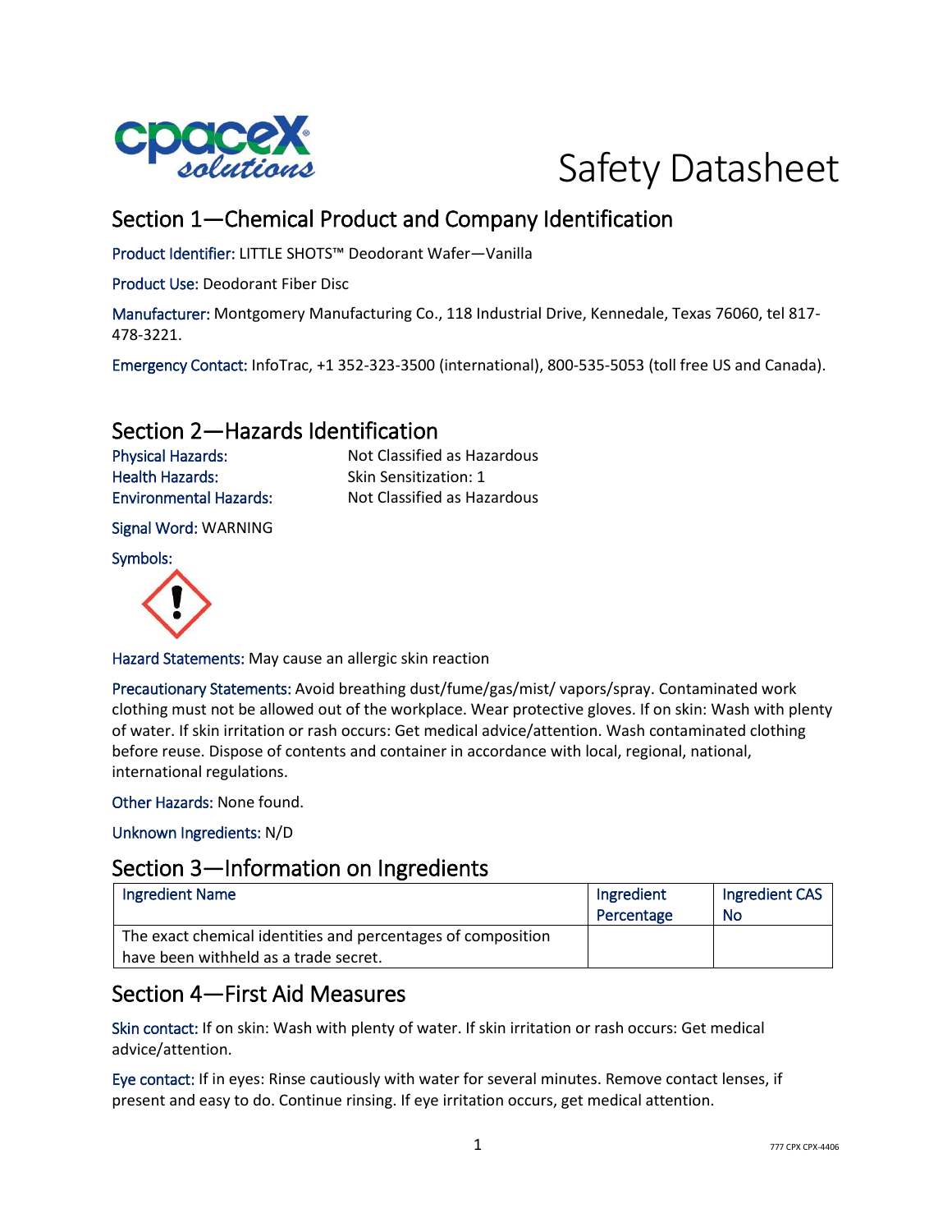# Safety Datasheet

## Section 1—Chemical Product and Company Identification

Product Identifier: LITTLE SHOTS™ Deodorant Wafer—Vanilla

Product Use: Deodorant Fiber Disc

Manufacturer: Montgomery Manufacturing Co., 118 Industrial Drive, Kennedale, Texas 76060, tel 817-478-3221.

Emergency Contact: InfoTrac, +1 352-323-3500 (international), 800-535-5053 (toll free US and Canada).

## Section 2—Hazards Identification

Physical Hazards: Not Classified as Hazardous

Health Hazards: Skin Sensitization: 1

Environmental Hazards: Not Classified as Hazardous

Signal Word: WARNING

Symbols:

Hazard Statements: May cause an allergic skin reaction

Precautionary Statements: Avoid breathing dust/fume/gas/mist/ vapors/spray. Contaminated work clothing must not be allowed out of the workplace. Wear protective gloves. If on skin: Wash with plenty of water. If skin irritation or rash occurs: Get medical advice/attention. Wash contaminated clothing before reuse. Dispose of contents and container in accordance with local, regional, national, international regulations.

Other Hazards: None found.

Unknown Ingredients: N/D

## Section 3—Information on Ingredients

| Ingredient Name | Ingredient Percentage | Ingredient CAS No |
|---|---|---|
| The exact chemical identities and percentages of composition have been withheld as a trade secret. | | |

## Section 4—First Aid Measures

Skin contact: If on skin: Wash with plenty of water. If skin irritation or rash occurs: Get medical advice/attention.

Eye contact: If in eyes: Rinse cautiously with water for several minutes. Remove contact lenses, if present and easy to do. Continue rinsing. If eye irritation occurs, get medical attention.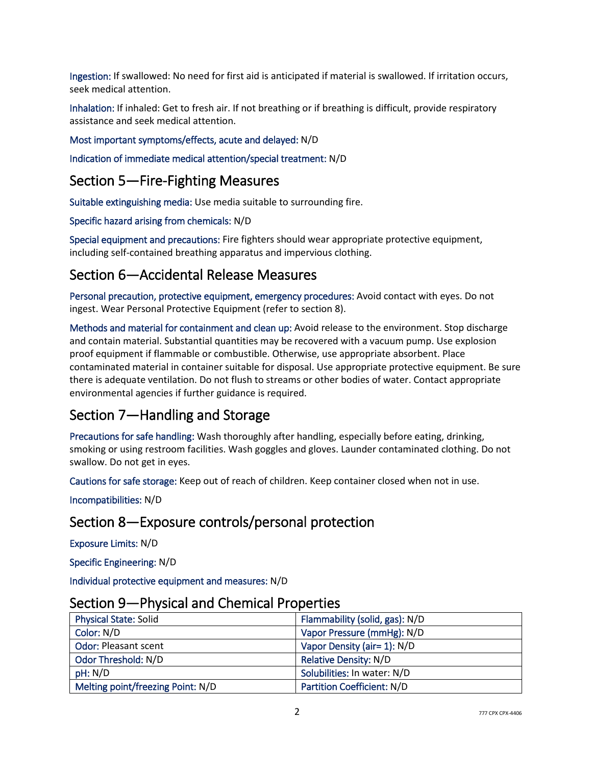**Ingestion:** If swallowed: No need for first aid is anticipated if material is swallowed. If irritation occurs, seek medical attention.

**Inhalation:** If inhaled: Get to fresh air. If not breathing or if breathing is difficult, provide respiratory assistance and seek medical attention.

**Most important symptoms/effects, acute and delayed:** N/D

**Indication of immediate medical attention/special treatment:** N/D

## Section 5—Fire-Fighting Measures

**Suitable extinguishing media:** Use media suitable to surrounding fire.

**Specific hazard arising from chemicals:** N/D

**Special equipment and precautions:** Fire fighters should wear appropriate protective equipment, including self-contained breathing apparatus and impervious clothing.

## Section 6—Accidental Release Measures

**Personal precaution, protective equipment, emergency procedures:** Avoid contact with eyes. Do not ingest. Wear Personal Protective Equipment (refer to section 8).

**Methods and material for containment and clean up:** Avoid release to the environment. Stop discharge and contain material. Substantial quantities may be recovered with a vacuum pump. Use explosion proof equipment if flammable or combustible. Otherwise, use appropriate absorbent. Place contaminated material in container suitable for disposal. Use appropriate protective equipment. Be sure there is adequate ventilation. Do not flush to streams or other bodies of water. Contact appropriate environmental agencies if further guidance is required.

## Section 7—Handling and Storage

**Precautions for safe handling:** Wash thoroughly after handling, especially before eating, drinking, smoking or using restroom facilities. Wash goggles and gloves. Launder contaminated clothing. Do not swallow. Do not get in eyes.

**Cautions for safe storage:** Keep out of reach of children. Keep container closed when not in use.

**Incompatibilities:** N/D

## Section 8—Exposure controls/personal protection

**Exposure Limits:** N/D

**Specific Engineering:** N/D

**Individual protective equipment and measures:** N/D

## Section 9—Physical and Chemical Properties

| Physical State: Solid | Flammability (solid, gas): N/D |
|---|---|
| Color: N/D | Vapor Pressure (mmHg): N/D |
| Odor: Pleasant scent | Vapor Density (air= 1): N/D |
| Odor Threshold: N/D | Relative Density: N/D |
| pH: N/D | Solubilities: In water: N/D |
| Melting point/freezing Point: N/D | Partition Coefficient: N/D |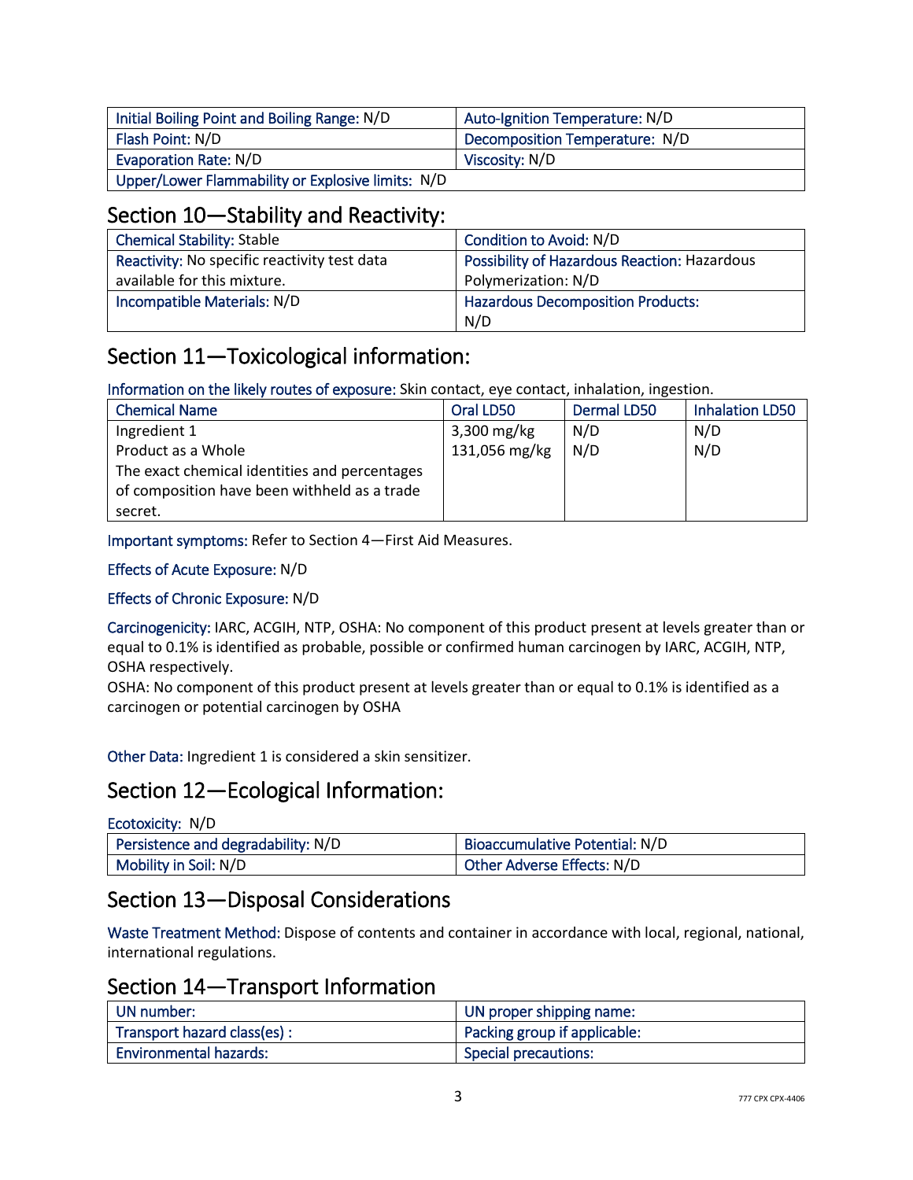| Initial Boiling Point and Boiling Range: N/D | Auto-Ignition Temperature: N/D |
|---|---|
| Flash Point: N/D | Decomposition Temperature: N/D |
| Evaporation Rate: N/D | Viscosity: N/D |
| Upper/Lower Flammability or Explosive limits: N/D | |

## Section 10—Stability and Reactivity:

| Chemical Stability: Stable | Condition to Avoid: N/D |
|---|---|
| Reactivity: No specific reactivity test data available for this mixture. | Possibility of Hazardous Reaction: Hazardous Polymerization: N/D |
| Incompatible Materials: N/D | Hazardous Decomposition Products: N/D |

## Section 11—Toxicological information:

Information on the likely routes of exposure: Skin contact, eye contact, inhalation, ingestion.

| Chemical Name | Oral LD50 | Dermal LD50 | Inhalation LD50 |
|---|---|---|---|
| Ingredient 1 | 3,300 mg/kg | N/D | N/D |
| Product as a Whole | 131,056 mg/kg | N/D | N/D |
| The exact chemical identities and percentages of composition have been withheld as a trade secret. | | | |

Important symptoms: Refer to Section 4—First Aid Measures.

Effects of Acute Exposure: N/D

Effects of Chronic Exposure: N/D

Carcinogenicity: IARC, ACGIH, NTP, OSHA: No component of this product present at levels greater than or equal to 0.1% is identified as probable, possible or confirmed human carcinogen by IARC, ACGIH, NTP, OSHA respectively.
OSHA: No component of this product present at levels greater than or equal to 0.1% is identified as a carcinogen or potential carcinogen by OSHA

Other Data: Ingredient 1 is considered a skin sensitizer.

## Section 12—Ecological Information:

Ecotoxicity: N/D

| Persistence and degradability: N/D | Bioaccumulative Potential: N/D |
|---|---|
| Mobility in Soil: N/D | Other Adverse Effects: N/D |

## Section 13—Disposal Considerations

Waste Treatment Method: Dispose of contents and container in accordance with local, regional, national, international regulations.

## Section 14—Transport Information

| UN number: | UN proper shipping name: |
|---|---|
| Transport hazard class(es) : | Packing group if applicable: |
| Environmental hazards: | Special precautions: |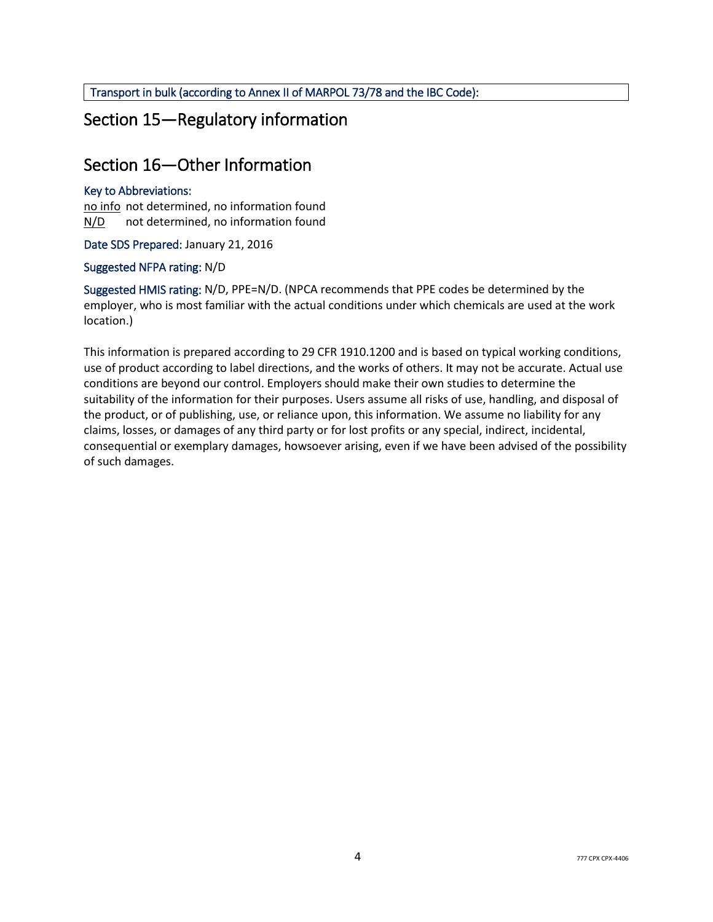Transport in bulk (according to Annex II of MARPOL 73/78 and the IBC Code):

## Section 15—Regulatory information

## Section 16—Other Information

Key to Abbreviations:

no info not determined, no information found
N/D not determined, no information found

Date SDS Prepared: January 21, 2016

Suggested NFPA rating: N/D

Suggested HMIS rating: N/D, PPE=N/D. (NPCA recommends that PPE codes be determined by the employer, who is most familiar with the actual conditions under which chemicals are used at the work location.)

This information is prepared according to 29 CFR 1910.1200 and is based on typical working conditions, use of product according to label directions, and the works of others. It may not be accurate. Actual use conditions are beyond our control. Employers should make their own studies to determine the suitability of the information for their purposes. Users assume all risks of use, handling, and disposal of the product, or of publishing, use, or reliance upon, this information. We assume no liability for any claims, losses, or damages of any third party or for lost profits or any special, indirect, incidental, consequential or exemplary damages, howsoever arising, even if we have been advised of the possibility of such damages.